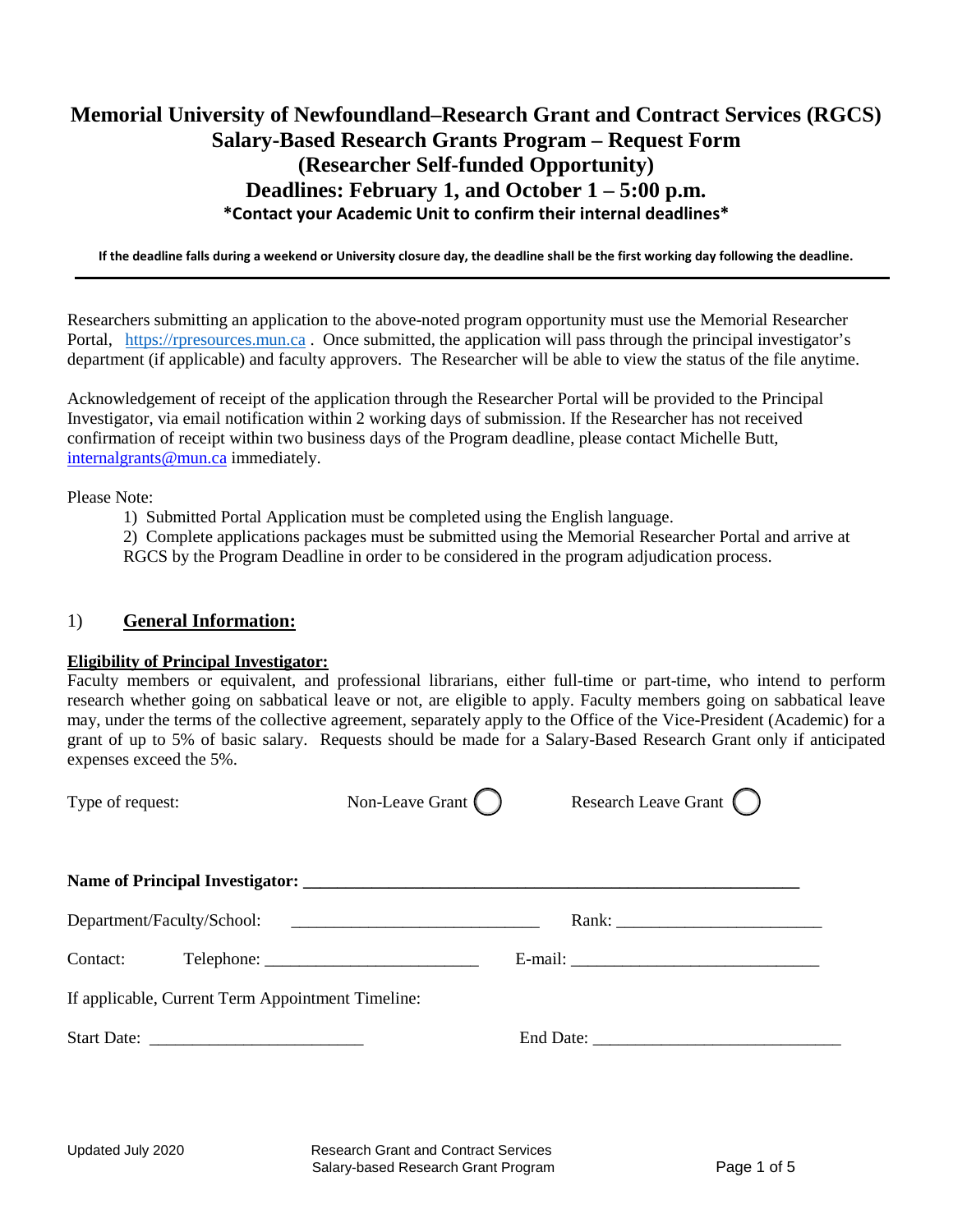# Memorial University of Newfoundland–Research Grant and Contract Services (RGCS) Salary-Based Research Grants Program – Request Form (Researcher Self-funded Opportunity) Deadlines: February 1, and October 1 – 5:00 p.m.

**\*Contact your Academic Unit to confirm their internal deadlines\***

**If the deadline falls during a weekend or University closure day, the deadline shall be the first working day following the deadline.**

---

Researchers submitting an application to the above-noted program opportunity must use the Memorial Researcher Portal, https://rpresources.mun.ca . Once submitted, the application will pass through the principal investigator's department (if applicable) and faculty approvers. The Researcher will be able to view the status of the file anytime.

Acknowledgement of receipt of the application through the Researcher Portal will be provided to the Principal Investigator, via email notification within 2 working days of submission. If the Researcher has not received confirmation of receipt within two business days of the Program deadline, please contact Michelle Butt, internalgrants@mun.ca immediately.

Please Note:

1) Submitted Portal Application must be completed using the English language.
2) Complete applications packages must be submitted using the Memorial Researcher Portal and arrive at RGCS by the Program Deadline in order to be considered in the program adjudication process.

## 1) General Information:

**Eligibility of Principal Investigator:**

Faculty members or equivalent, and professional librarians, either full-time or part-time, who intend to perform research whether going on sabbatical leave or not, are eligible to apply. Faculty members going on sabbatical leave may, under the terms of the collective agreement, separately apply to the Office of the Vice-President (Academic) for a grant of up to 5% of basic salary. Requests should be made for a Salary-Based Research Grant only if anticipated expenses exceed the 5%.

Type of request: Non-Leave Grant ◯ Research Leave Grant ◯

**Name of Principal Investigator: ____________________________________________**

Department/Faculty/School: ____________________________ Rank: ______________________

Contact: Telephone: ________________________ E-mail: ____________________________

If applicable, Current Term Appointment Timeline:

Start Date: ________________________ End Date: ____________________________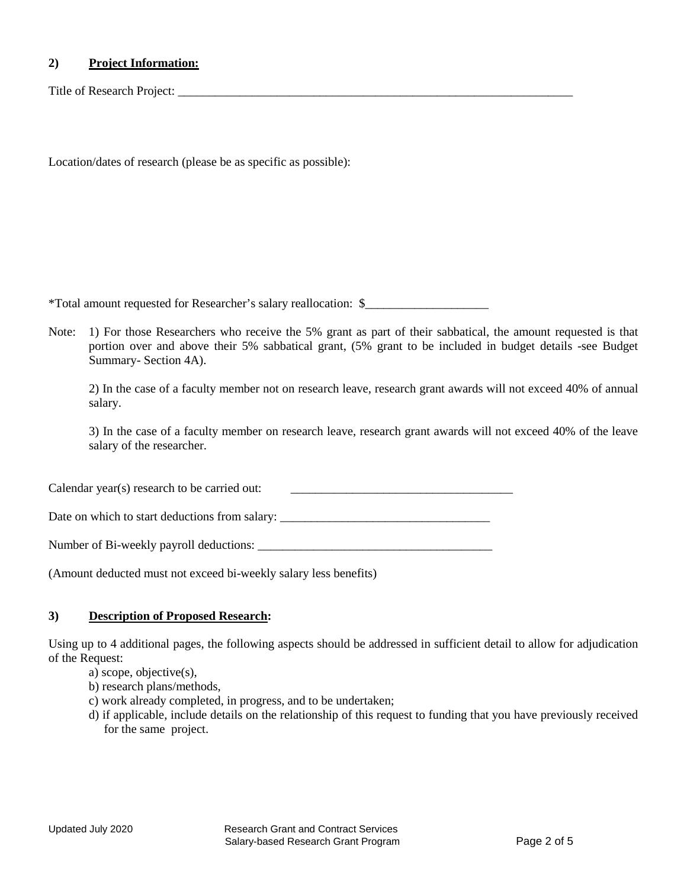## 2) Project Information:

Title of Research Project: ______________________________________________________________________

Location/dates of research (please be as specific as possible):

*Total amount requested for Researcher's salary reallocation: $____________________

Note: 1) For those Researchers who receive the 5% grant as part of their sabbatical, the amount requested is that portion over and above their 5% sabbatical grant, (5% grant to be included in budget details -see Budget Summary- Section 4A).

2) In the case of a faculty member not on research leave, research grant awards will not exceed 40% of annual salary.

3) In the case of a faculty member on research leave, research grant awards will not exceed 40% of the leave salary of the researcher.

Calendar year(s) research to be carried out: _____________________________________

Date on which to start deductions from salary: __________________________________

Number of Bi-weekly payroll deductions: ______________________________________

(Amount deducted must not exceed bi-weekly salary less benefits)

## 3) Description of Proposed Research:

Using up to 4 additional pages, the following aspects should be addressed in sufficient detail to allow for adjudication of the Request:

a) scope, objective(s),
b) research plans/methods,
c) work already completed, in progress, and to be undertaken;
d) if applicable, include details on the relationship of this request to funding that you have previously received for the same project.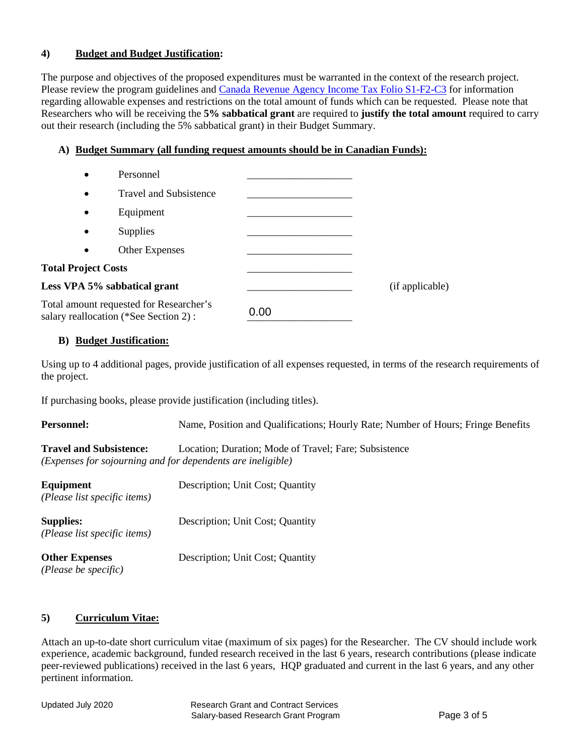## 4) Budget and Budget Justification:

The purpose and objectives of the proposed expenditures must be warranted in the context of the research project. Please review the program guidelines and [Canada Revenue Agency Income Tax Folio S1-F2-C3](#) for information regarding allowable expenses and restrictions on the total amount of funds which can be requested. Please note that Researchers who will be receiving the **5% sabbatical grant** are required to **justify the total amount** required to carry out their research (including the 5% sabbatical grant) in their Budget Summary.

### A) Budget Summary (all funding request amounts should be in Canadian Funds):

- Personnel ____________________
- Travel and Subsistence ____________________
- Equipment ____________________
- Supplies ____________________
- Other Expenses ____________________

**Total Project Costs** ____________________

**Less VPA 5% sabbatical grant** ____________________ (if applicable)

Total amount requested for Researcher's salary reallocation (*See Section 2) : 0.00

### B) Budget Justification:

Using up to 4 additional pages, provide justification of all expenses requested, in terms of the research requirements of the project.

If purchasing books, please provide justification (including titles).

**Personnel:** Name, Position and Qualifications; Hourly Rate; Number of Hours; Fringe Benefits

**Travel and Subsistence:** Location; Duration; Mode of Travel; Fare; Subsistence
*(Expenses for sojourning and for dependents are ineligible)*

**Equipment** *(Please list specific items)* Description; Unit Cost; Quantity

**Supplies:** *(Please list specific items)* Description; Unit Cost; Quantity

**Other Expenses** *(Please be specific)* Description; Unit Cost; Quantity

## 5) Curriculum Vitae:

Attach an up-to-date short curriculum vitae (maximum of six pages) for the Researcher. The CV should include work experience, academic background, funded research received in the last 6 years, research contributions (please indicate peer-reviewed publications) received in the last 6 years, HQP graduated and current in the last 6 years, and any other pertinent information.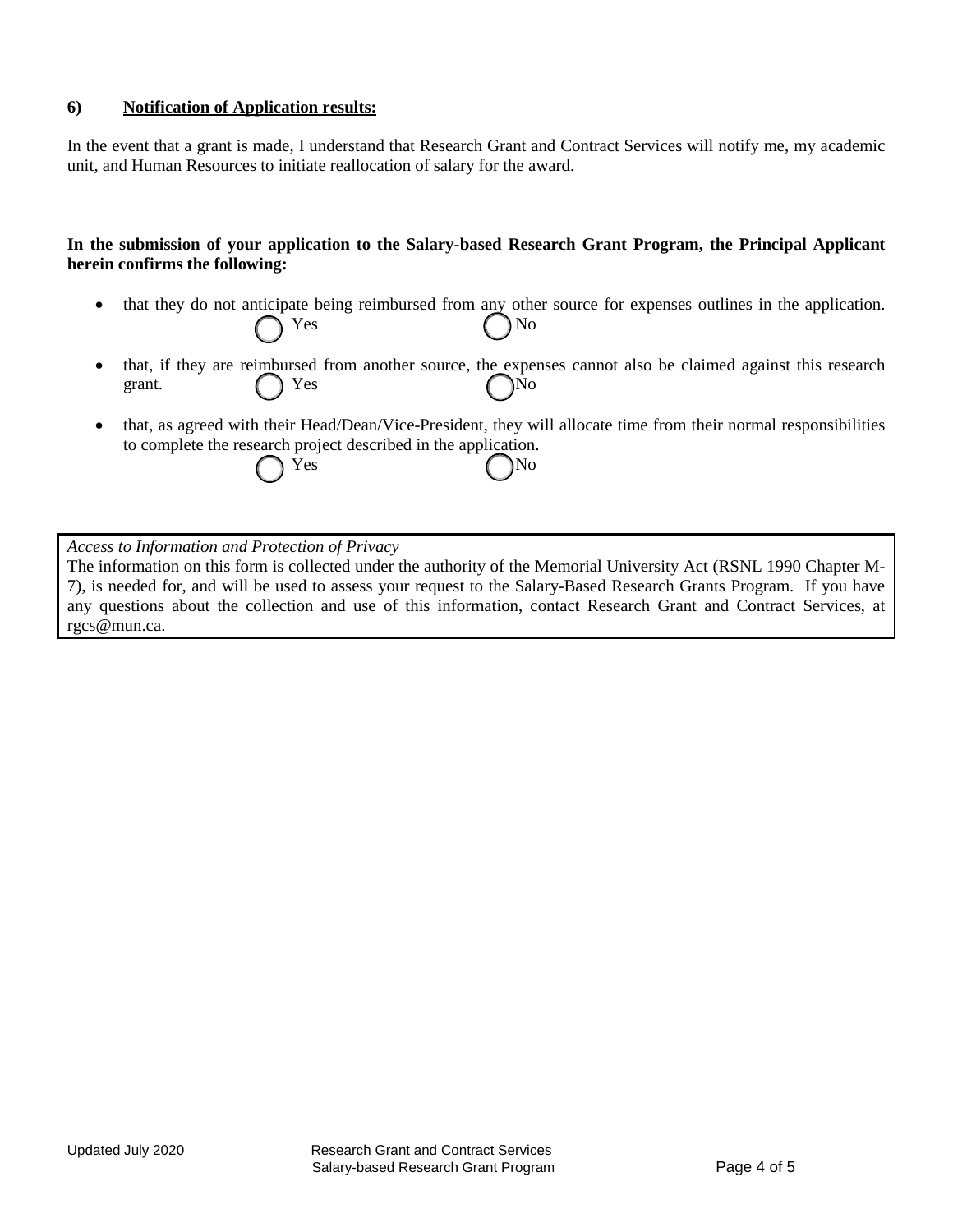**6) Notification of Application results:**

In the event that a grant is made, I understand that Research Grant and Contract Services will notify me, my academic unit, and Human Resources to initiate reallocation of salary for the award.

**In the submission of your application to the Salary-based Research Grant Program, the Principal Applicant herein confirms the following:**

- that they do not anticipate being reimbursed from any other source for expenses outlines in the application.
  ◯ Yes ◯ No
- that, if they are reimbursed from another source, the expenses cannot also be claimed against this research grant. ◯ Yes ◯ No
- that, as agreed with their Head/Dean/Vice-President, they will allocate time from their normal responsibilities to complete the research project described in the application.
  ◯ Yes ◯ No

*Access to Information and Protection of Privacy*
The information on this form is collected under the authority of the Memorial University Act (RSNL 1990 Chapter M-7), is needed for, and will be used to assess your request to the Salary-Based Research Grants Program. If you have any questions about the collection and use of this information, contact Research Grant and Contract Services, at rgcs@mun.ca.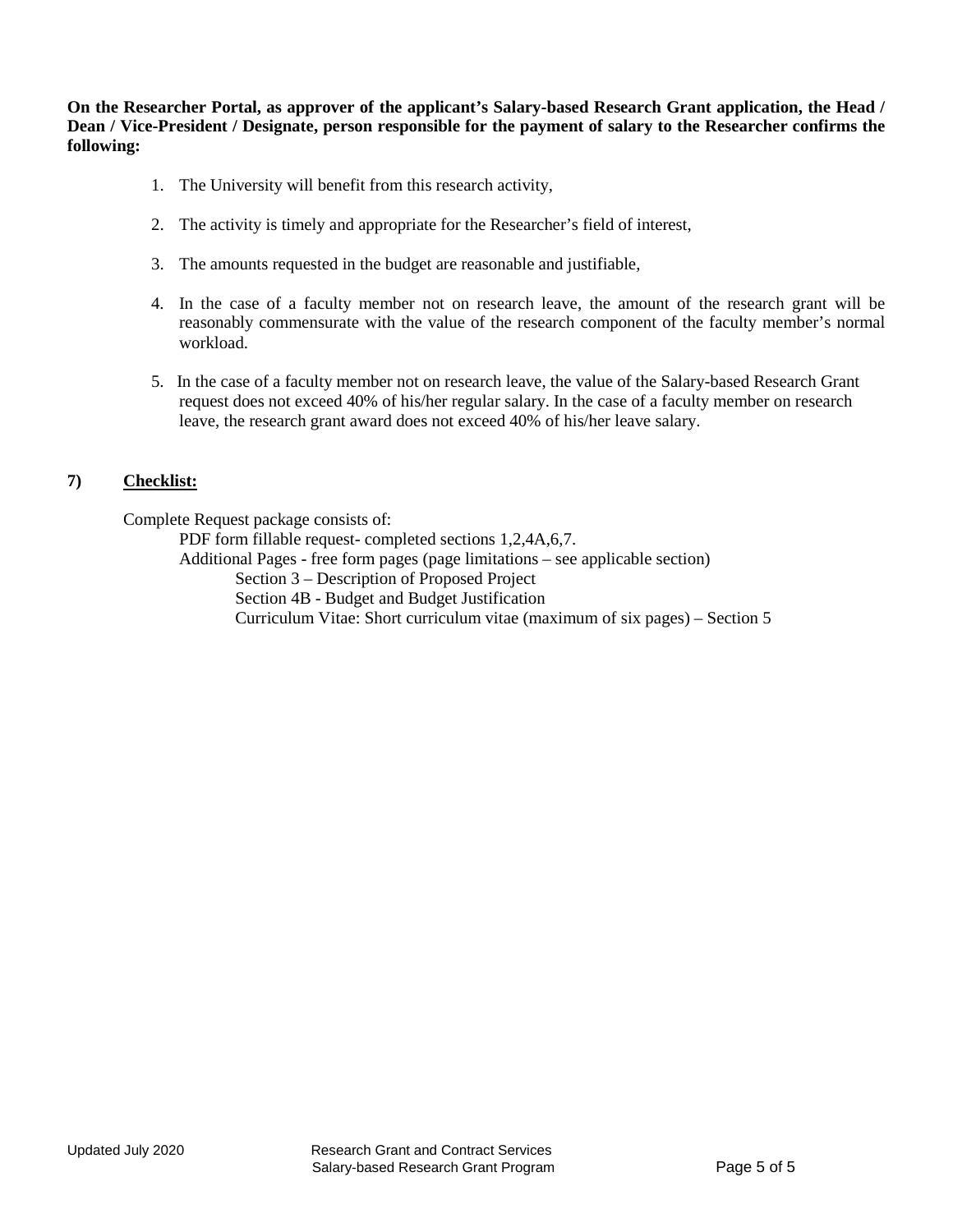**On the Researcher Portal, as approver of the applicant's Salary-based Research Grant application, the Head / Dean / Vice-President / Designate, person responsible for the payment of salary to the Researcher confirms the following:**

1. The University will benefit from this research activity,
2. The activity is timely and appropriate for the Researcher's field of interest,
3. The amounts requested in the budget are reasonable and justifiable,
4. In the case of a faculty member not on research leave, the amount of the research grant will be reasonably commensurate with the value of the research component of the faculty member's normal workload.
5. In the case of a faculty member not on research leave, the value of the Salary-based Research Grant request does not exceed 40% of his/her regular salary. In the case of a faculty member on research leave, the research grant award does not exceed 40% of his/her leave salary.

## 7) <u>Checklist:</u>

Complete Request package consists of:

- PDF form fillable request- completed sections 1,2,4A,6,7.
- Additional Pages - free form pages (page limitations – see applicable section)
  - Section 3 – Description of Proposed Project
  - Section 4B - Budget and Budget Justification
  - Curriculum Vitae: Short curriculum vitae (maximum of six pages) – Section 5